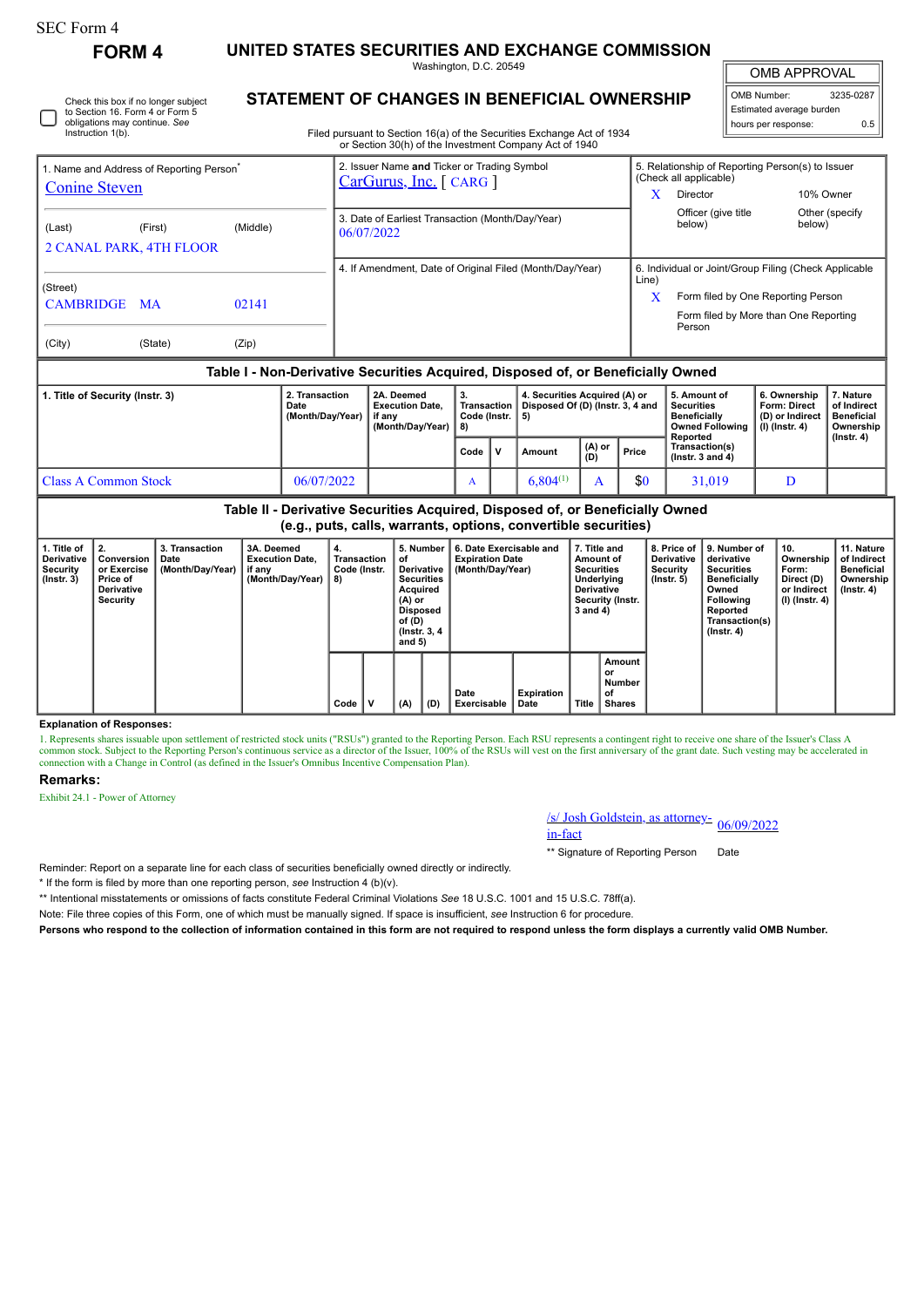SEC Form 4

**FORM 4**

# UNITED STATES SECURITIES AND EXCHANGE COMMISSION

Washington, D.C. 20549

## STATEMENT OF CHANGES IN BENEFICIAL OWNERSHIP

Filed pursuant to Section 16(a) of the Securities Exchange Act of 1934 or Section 30(h) of the Investment Company Act of 1940

☐ Check this box if no longer subject to Section 16. Form 4 or Form 5 obligations may continue. *See* Instruction 1(b).

| OMB APPROVAL | |
|---|---|
| OMB Number: | 3235-0287 |
| Estimated average burden hours per response: | 0.5 |

| 1. Name and Address of Reporting Person* | 2. Issuer Name **and** Ticker or Trading Symbol | 5. Relationship of Reporting Person(s) to Issuer (Check all applicable) |
|---|---|---|
| Conine Steven | CarGurus, Inc. [ CARG ] | X Director; 10% Owner; Officer (give title below); Other (specify below) |
| (Last) (First) (Middle) 2 CANAL PARK, 4TH FLOOR | 3. Date of Earliest Transaction (Month/Day/Year) 06/07/2022 | |
| (Street) CAMBRIDGE MA 02141 (City) (State) (Zip) | 4. If Amendment, Date of Original Filed (Month/Day/Year) | 6. Individual or Joint/Group Filing (Check Applicable Line) X Form filed by One Reporting Person; Form filed by More than One Reporting Person |

### Table I - Non-Derivative Securities Acquired, Disposed of, or Beneficially Owned

| 1. Title of Security (Instr. 3) | 2. Transaction Date (Month/Day/Year) | 2A. Deemed Execution Date, if any (Month/Day/Year) | 3. Transaction Code (Instr. 8) | | 4. Securities Acquired (A) or Disposed Of (D) (Instr. 3, 4 and 5) | | | 5. Amount of Securities Beneficially Owned Following Reported Transaction(s) (Instr. 3 and 4) | 6. Ownership Form: Direct (D) or Indirect (I) (Instr. 4) | 7. Nature of Indirect Beneficial Ownership (Instr. 4) |
|---|---|---|---|---|---|---|---|---|---|---|
| | | | Code | V | Amount | (A) or (D) | Price | | | |
| Class A Common Stock | 06/07/2022 | | A | | 6,804[(1)] | A | $0 | 31,019 | D | |

### Table II - Derivative Securities Acquired, Disposed of, or Beneficially Owned (e.g., puts, calls, warrants, options, convertible securities)

| 1. Title of Derivative Security (Instr. 3) | 2. Conversion or Exercise Price of Derivative Security | 3. Transaction Date (Month/Day/Year) | 3A. Deemed Execution Date, if any (Month/Day/Year) | 4. Transaction Code (Instr. 8) | | 5. Number of Derivative Securities Acquired (A) or Disposed of (D) (Instr. 3, 4 and 5) | | 6. Date Exercisable and Expiration Date (Month/Day/Year) | | 7. Title and Amount of Securities Underlying Derivative Security (Instr. 3 and 4) | | 8. Price of Derivative Security (Instr. 5) | 9. Number of derivative Securities Beneficially Owned Following Reported Transaction(s) (Instr. 4) | 10. Ownership Form: Direct (D) or Indirect (I) (Instr. 4) | 11. Nature of Indirect Beneficial Ownership (Instr. 4) |
|---|---|---|---|---|---|---|---|---|---|---|---|---|---|---|---|
| | | | | Code | V | (A) | (D) | Date Exercisable | Expiration Date | Title | Amount or Number of Shares | | | | |

**Explanation of Responses:**

1. Represents shares issuable upon settlement of restricted stock units ("RSUs") granted to the Reporting Person. Each RSU represents a contingent right to receive one share of the Issuer's Class A common stock. Subject to the Reporting Person's continuous service as a director of the Issuer, 100% of the RSUs will vest on the first anniversary of the grant date. Such vesting may be accelerated in connection with a Change in Control (as defined in the Issuer's Omnibus Incentive Compensation Plan).

**Remarks:**

Exhibit 24.1 - Power of Attorney

| /s/ Josh Goldstein, as attorney-in-fact | 06/09/2022 |
|---|---|
| ** Signature of Reporting Person | Date |

Reminder: Report on a separate line for each class of securities beneficially owned directly or indirectly.

* If the form is filed by more than one reporting person, *see* Instruction 4 (b)(v).

** Intentional misstatements or omissions of facts constitute Federal Criminal Violations *See* 18 U.S.C. 1001 and 15 U.S.C. 78ff(a).

Note: File three copies of this Form, one of which must be manually signed. If space is insufficient, *see* Instruction 6 for procedure.

**Persons who respond to the collection of information contained in this form are not required to respond unless the form displays a currently valid OMB Number.**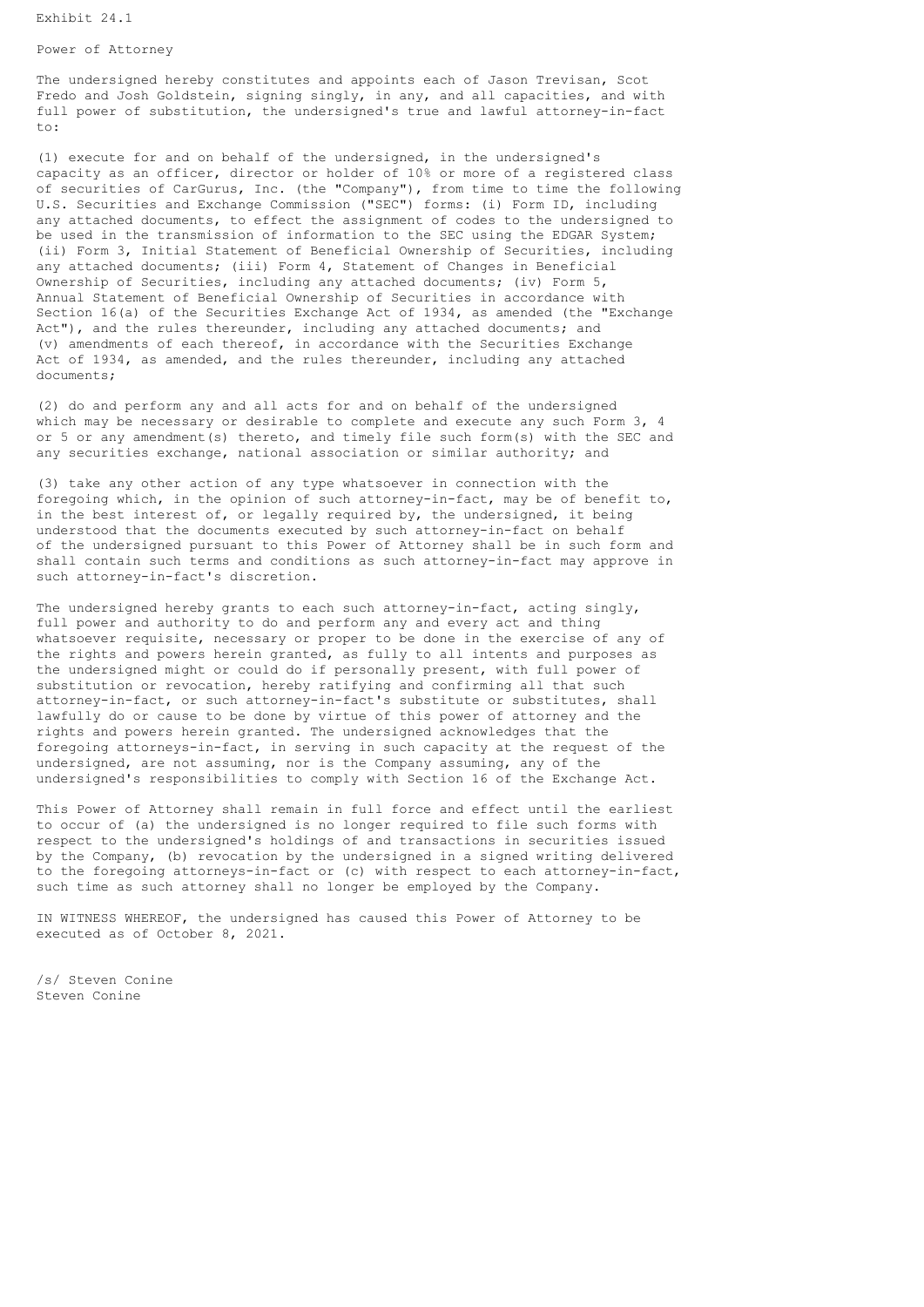Exhibit 24.1

# Power of Attorney

The undersigned hereby constitutes and appoints each of Jason Trevisan, Scot Fredo and Josh Goldstein, signing singly, in any, and all capacities, and with full power of substitution, the undersigned's true and lawful attorney-in-fact to:

(1) execute for and on behalf of the undersigned, in the undersigned's capacity as an officer, director or holder of 10% or more of a registered class of securities of CarGurus, Inc. (the "Company"), from time to time the following U.S. Securities and Exchange Commission ("SEC") forms: (i) Form ID, including any attached documents, to effect the assignment of codes to the undersigned to be used in the transmission of information to the SEC using the EDGAR System; (ii) Form 3, Initial Statement of Beneficial Ownership of Securities, including any attached documents; (iii) Form 4, Statement of Changes in Beneficial Ownership of Securities, including any attached documents; (iv) Form 5, Annual Statement of Beneficial Ownership of Securities in accordance with Section 16(a) of the Securities Exchange Act of 1934, as amended (the "Exchange Act"), and the rules thereunder, including any attached documents; and (v) amendments of each thereof, in accordance with the Securities Exchange Act of 1934, as amended, and the rules thereunder, including any attached documents;

(2) do and perform any and all acts for and on behalf of the undersigned which may be necessary or desirable to complete and execute any such Form 3, 4 or 5 or any amendment(s) thereto, and timely file such form(s) with the SEC and any securities exchange, national association or similar authority; and

(3) take any other action of any type whatsoever in connection with the foregoing which, in the opinion of such attorney-in-fact, may be of benefit to, in the best interest of, or legally required by, the undersigned, it being understood that the documents executed by such attorney-in-fact on behalf of the undersigned pursuant to this Power of Attorney shall be in such form and shall contain such terms and conditions as such attorney-in-fact may approve in such attorney-in-fact's discretion.

The undersigned hereby grants to each such attorney-in-fact, acting singly, full power and authority to do and perform any and every act and thing whatsoever requisite, necessary or proper to be done in the exercise of any of the rights and powers herein granted, as fully to all intents and purposes as the undersigned might or could do if personally present, with full power of substitution or revocation, hereby ratifying and confirming all that such attorney-in-fact, or such attorney-in-fact's substitute or substitutes, shall lawfully do or cause to be done by virtue of this power of attorney and the rights and powers herein granted. The undersigned acknowledges that the foregoing attorneys-in-fact, in serving in such capacity at the request of the undersigned, are not assuming, nor is the Company assuming, any of the undersigned's responsibilities to comply with Section 16 of the Exchange Act.

This Power of Attorney shall remain in full force and effect until the earliest to occur of (a) the undersigned is no longer required to file such forms with respect to the undersigned's holdings of and transactions in securities issued by the Company, (b) revocation by the undersigned in a signed writing delivered to the foregoing attorneys-in-fact or (c) with respect to each attorney-in-fact, such time as such attorney shall no longer be employed by the Company.

IN WITNESS WHEREOF, the undersigned has caused this Power of Attorney to be executed as of October 8, 2021.

/s/ Steven Conine
Steven Conine